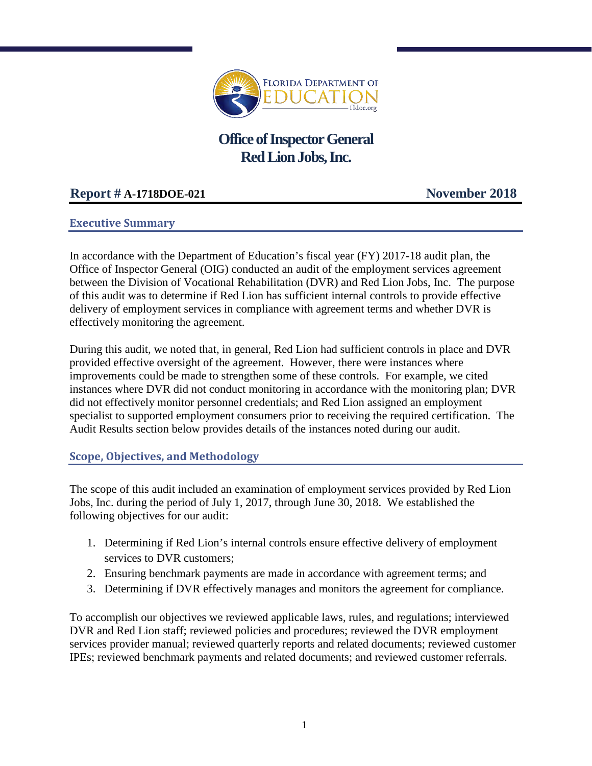# Office of Inspector General
# Red Lion Jobs, Inc.

**Report # A-1718DOE-021** **November 2018**

## Executive Summary

In accordance with the Department of Education's fiscal year (FY) 2017-18 audit plan, the Office of Inspector General (OIG) conducted an audit of the employment services agreement between the Division of Vocational Rehabilitation (DVR) and Red Lion Jobs, Inc. The purpose of this audit was to determine if Red Lion has sufficient internal controls to provide effective delivery of employment services in compliance with agreement terms and whether DVR is effectively monitoring the agreement.

During this audit, we noted that, in general, Red Lion had sufficient controls in place and DVR provided effective oversight of the agreement. However, there were instances where improvements could be made to strengthen some of these controls. For example, we cited instances where DVR did not conduct monitoring in accordance with the monitoring plan; DVR did not effectively monitor personnel credentials; and Red Lion assigned an employment specialist to supported employment consumers prior to receiving the required certification. The Audit Results section below provides details of the instances noted during our audit.

## Scope, Objectives, and Methodology

The scope of this audit included an examination of employment services provided by Red Lion Jobs, Inc. during the period of July 1, 2017, through June 30, 2018. We established the following objectives for our audit:

1. Determining if Red Lion's internal controls ensure effective delivery of employment services to DVR customers;
2. Ensuring benchmark payments are made in accordance with agreement terms; and
3. Determining if DVR effectively manages and monitors the agreement for compliance.

To accomplish our objectives we reviewed applicable laws, rules, and regulations; interviewed DVR and Red Lion staff; reviewed policies and procedures; reviewed the DVR employment services provider manual; reviewed quarterly reports and related documents; reviewed customer IPEs; reviewed benchmark payments and related documents; and reviewed customer referrals.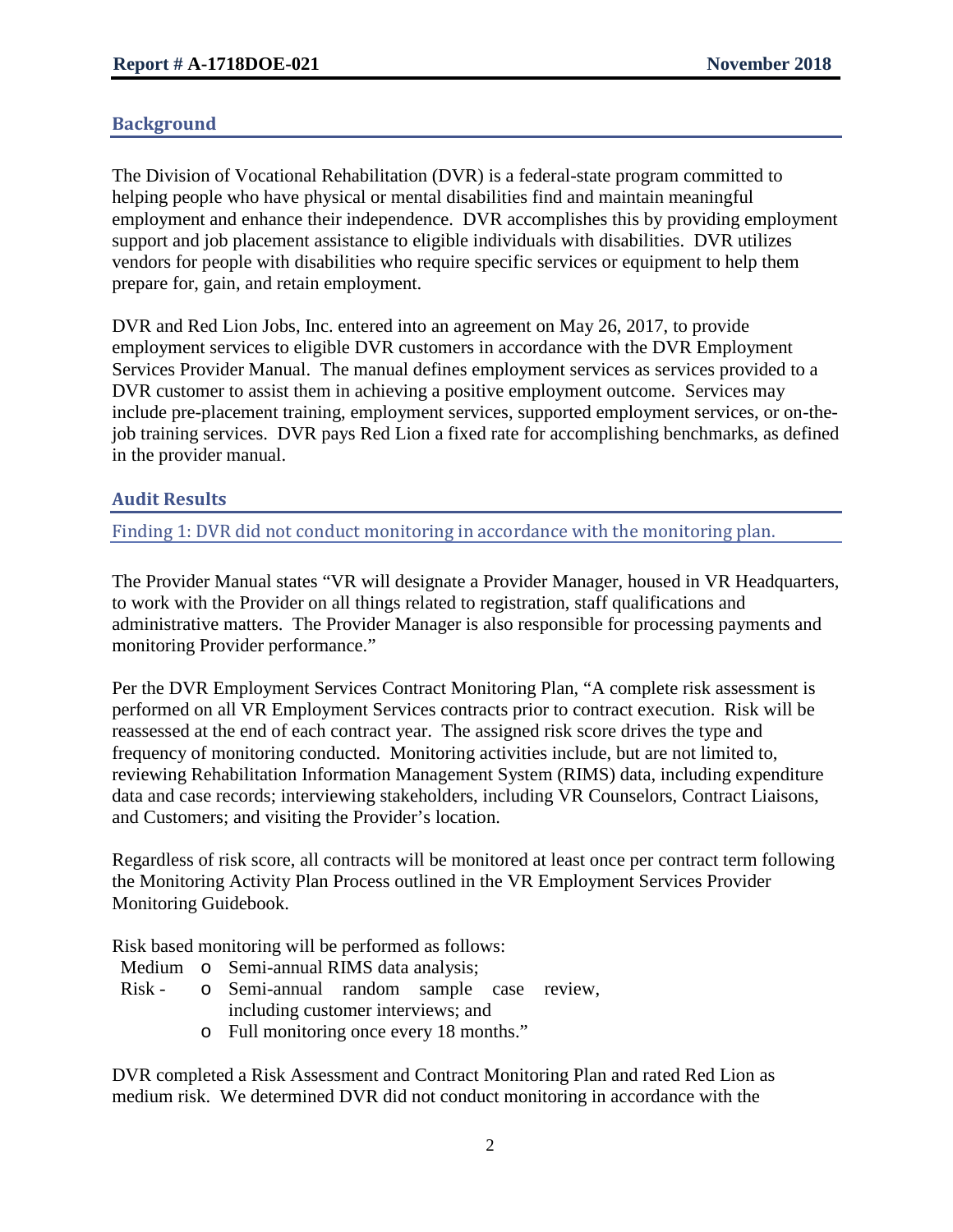## Background

The Division of Vocational Rehabilitation (DVR) is a federal-state program committed to helping people who have physical or mental disabilities find and maintain meaningful employment and enhance their independence. DVR accomplishes this by providing employment support and job placement assistance to eligible individuals with disabilities. DVR utilizes vendors for people with disabilities who require specific services or equipment to help them prepare for, gain, and retain employment.

DVR and Red Lion Jobs, Inc. entered into an agreement on May 26, 2017, to provide employment services to eligible DVR customers in accordance with the DVR Employment Services Provider Manual. The manual defines employment services as services provided to a DVR customer to assist them in achieving a positive employment outcome. Services may include pre-placement training, employment services, supported employment services, or on-the-job training services. DVR pays Red Lion a fixed rate for accomplishing benchmarks, as defined in the provider manual.

## Audit Results

### Finding 1: DVR did not conduct monitoring in accordance with the monitoring plan.

The Provider Manual states "VR will designate a Provider Manager, housed in VR Headquarters, to work with the Provider on all things related to registration, staff qualifications and administrative matters. The Provider Manager is also responsible for processing payments and monitoring Provider performance."

Per the DVR Employment Services Contract Monitoring Plan, "A complete risk assessment is performed on all VR Employment Services contracts prior to contract execution. Risk will be reassessed at the end of each contract year. The assigned risk score drives the type and frequency of monitoring conducted. Monitoring activities include, but are not limited to, reviewing Rehabilitation Information Management System (RIMS) data, including expenditure data and case records; interviewing stakeholders, including VR Counselors, Contract Liaisons, and Customers; and visiting the Provider's location.

Regardless of risk score, all contracts will be monitored at least once per contract term following the Monitoring Activity Plan Process outlined in the VR Employment Services Provider Monitoring Guidebook.

Risk based monitoring will be performed as follows:

Medium Risk -
- Semi-annual RIMS data analysis;
- Semi-annual random sample case review, including customer interviews; and
- Full monitoring once every 18 months."

DVR completed a Risk Assessment and Contract Monitoring Plan and rated Red Lion as medium risk. We determined DVR did not conduct monitoring in accordance with the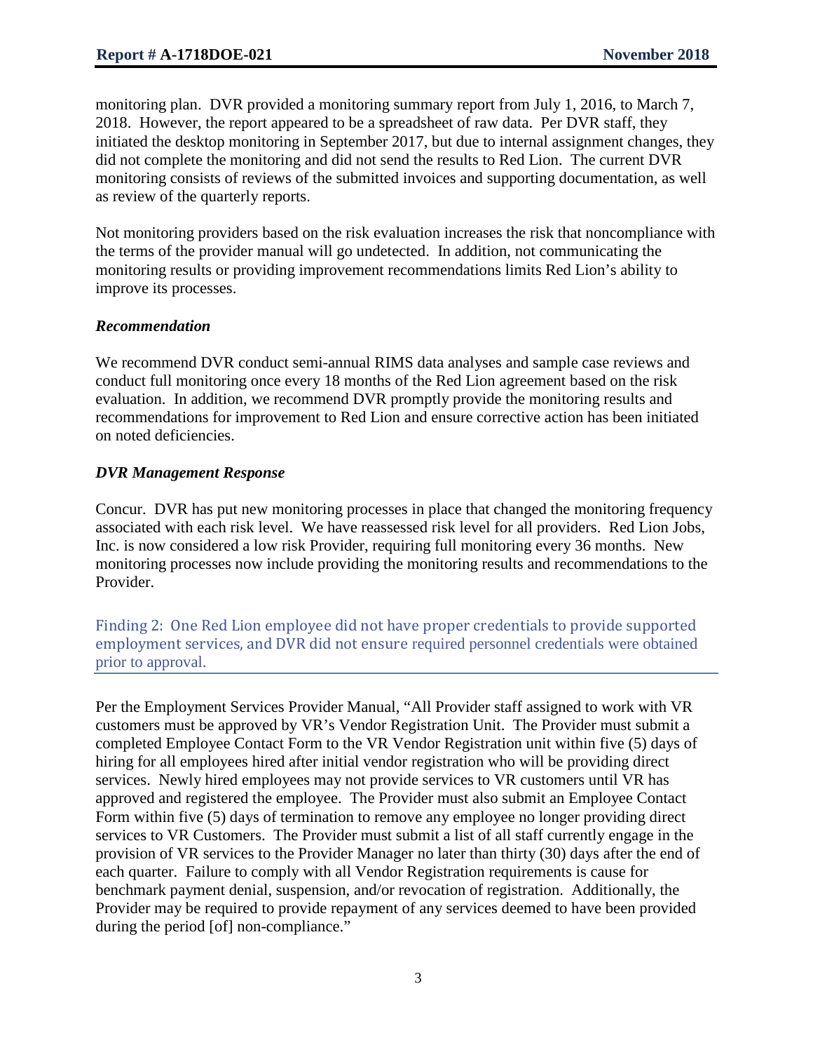monitoring plan. DVR provided a monitoring summary report from July 1, 2016, to March 7, 2018. However, the report appeared to be a spreadsheet of raw data. Per DVR staff, they initiated the desktop monitoring in September 2017, but due to internal assignment changes, they did not complete the monitoring and did not send the results to Red Lion. The current DVR monitoring consists of reviews of the submitted invoices and supporting documentation, as well as review of the quarterly reports.

Not monitoring providers based on the risk evaluation increases the risk that noncompliance with the terms of the provider manual will go undetected. In addition, not communicating the monitoring results or providing improvement recommendations limits Red Lion's ability to improve its processes.

***Recommendation***

We recommend DVR conduct semi-annual RIMS data analyses and sample case reviews and conduct full monitoring once every 18 months of the Red Lion agreement based on the risk evaluation. In addition, we recommend DVR promptly provide the monitoring results and recommendations for improvement to Red Lion and ensure corrective action has been initiated on noted deficiencies.

***DVR Management Response***

Concur. DVR has put new monitoring processes in place that changed the monitoring frequency associated with each risk level. We have reassessed risk level for all providers. Red Lion Jobs, Inc. is now considered a low risk Provider, requiring full monitoring every 36 months. New monitoring processes now include providing the monitoring results and recommendations to the Provider.

## Finding 2: One Red Lion employee did not have proper credentials to provide supported employment services, and DVR did not ensure required personnel credentials were obtained prior to approval.

Per the Employment Services Provider Manual, "All Provider staff assigned to work with VR customers must be approved by VR's Vendor Registration Unit. The Provider must submit a completed Employee Contact Form to the VR Vendor Registration unit within five (5) days of hiring for all employees hired after initial vendor registration who will be providing direct services. Newly hired employees may not provide services to VR customers until VR has approved and registered the employee. The Provider must also submit an Employee Contact Form within five (5) days of termination to remove any employee no longer providing direct services to VR Customers. The Provider must submit a list of all staff currently engage in the provision of VR services to the Provider Manager no later than thirty (30) days after the end of each quarter. Failure to comply with all Vendor Registration requirements is cause for benchmark payment denial, suspension, and/or revocation of registration. Additionally, the Provider may be required to provide repayment of any services deemed to have been provided during the period [of] non-compliance."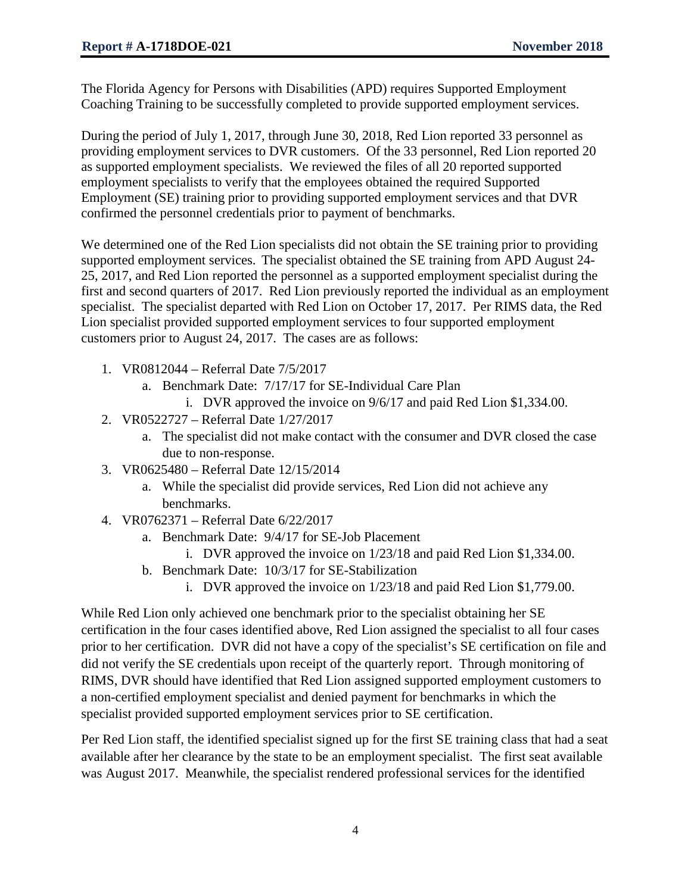The Florida Agency for Persons with Disabilities (APD) requires Supported Employment Coaching Training to be successfully completed to provide supported employment services.

During the period of July 1, 2017, through June 30, 2018, Red Lion reported 33 personnel as providing employment services to DVR customers. Of the 33 personnel, Red Lion reported 20 as supported employment specialists. We reviewed the files of all 20 reported supported employment specialists to verify that the employees obtained the required Supported Employment (SE) training prior to providing supported employment services and that DVR confirmed the personnel credentials prior to payment of benchmarks.

We determined one of the Red Lion specialists did not obtain the SE training prior to providing supported employment services. The specialist obtained the SE training from APD August 24-25, 2017, and Red Lion reported the personnel as a supported employment specialist during the first and second quarters of 2017. Red Lion previously reported the individual as an employment specialist. The specialist departed with Red Lion on October 17, 2017. Per RIMS data, the Red Lion specialist provided supported employment services to four supported employment customers prior to August 24, 2017. The cases are as follows:

1. VR0812044 – Referral Date 7/5/2017
   a. Benchmark Date: 7/17/17 for SE-Individual Care Plan
      i. DVR approved the invoice on 9/6/17 and paid Red Lion $1,334.00.
2. VR0522727 – Referral Date 1/27/2017
   a. The specialist did not make contact with the consumer and DVR closed the case due to non-response.
3. VR0625480 – Referral Date 12/15/2014
   a. While the specialist did provide services, Red Lion did not achieve any benchmarks.
4. VR0762371 – Referral Date 6/22/2017
   a. Benchmark Date: 9/4/17 for SE-Job Placement
      i. DVR approved the invoice on 1/23/18 and paid Red Lion $1,334.00.
   b. Benchmark Date: 10/3/17 for SE-Stabilization
      i. DVR approved the invoice on 1/23/18 and paid Red Lion $1,779.00.

While Red Lion only achieved one benchmark prior to the specialist obtaining her SE certification in the four cases identified above, Red Lion assigned the specialist to all four cases prior to her certification. DVR did not have a copy of the specialist's SE certification on file and did not verify the SE credentials upon receipt of the quarterly report. Through monitoring of RIMS, DVR should have identified that Red Lion assigned supported employment customers to a non-certified employment specialist and denied payment for benchmarks in which the specialist provided supported employment services prior to SE certification.

Per Red Lion staff, the identified specialist signed up for the first SE training class that had a seat available after her clearance by the state to be an employment specialist. The first seat available was August 2017. Meanwhile, the specialist rendered professional services for the identified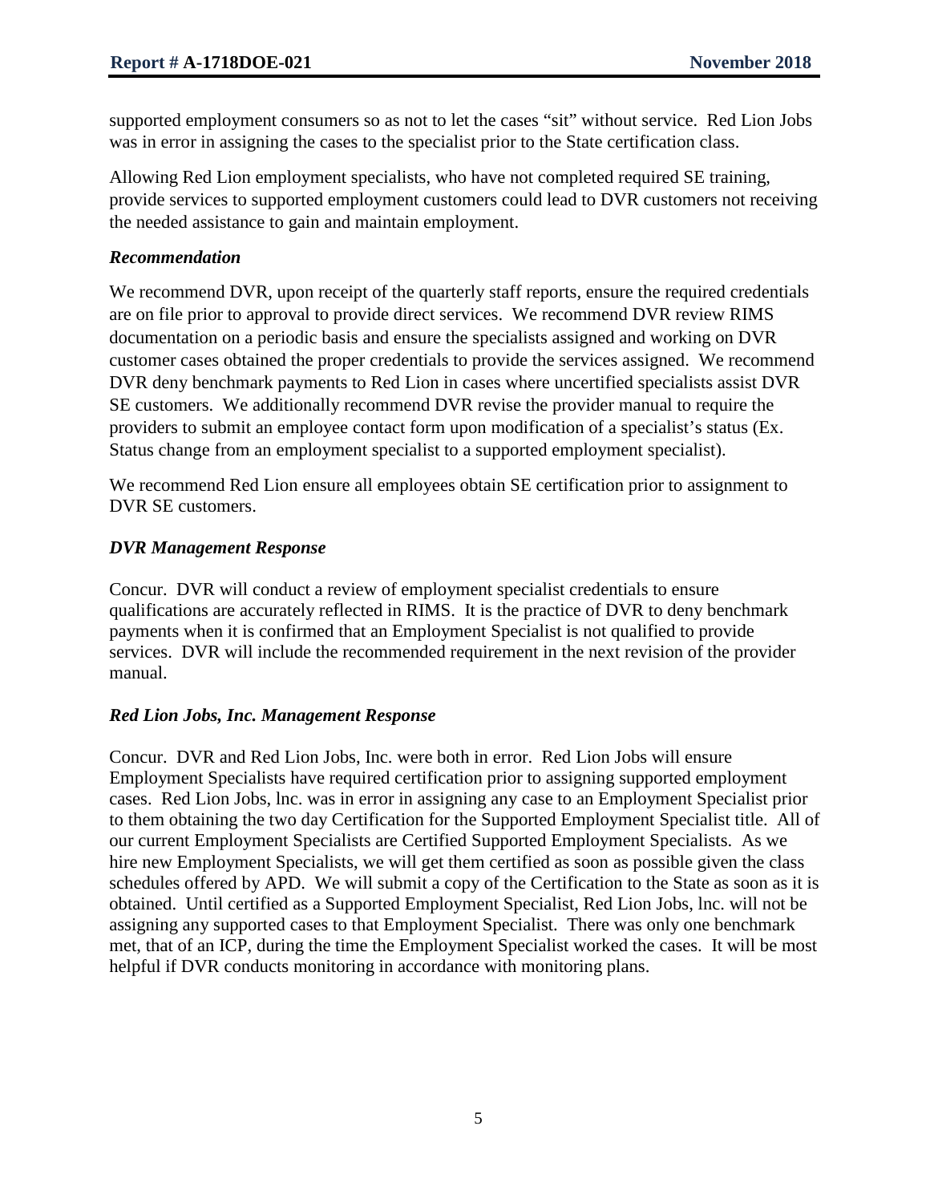supported employment consumers so as not to let the cases "sit" without service. Red Lion Jobs was in error in assigning the cases to the specialist prior to the State certification class.

Allowing Red Lion employment specialists, who have not completed required SE training, provide services to supported employment customers could lead to DVR customers not receiving the needed assistance to gain and maintain employment.

### *Recommendation*

We recommend DVR, upon receipt of the quarterly staff reports, ensure the required credentials are on file prior to approval to provide direct services. We recommend DVR review RIMS documentation on a periodic basis and ensure the specialists assigned and working on DVR customer cases obtained the proper credentials to provide the services assigned. We recommend DVR deny benchmark payments to Red Lion in cases where uncertified specialists assist DVR SE customers. We additionally recommend DVR revise the provider manual to require the providers to submit an employee contact form upon modification of a specialist's status (Ex. Status change from an employment specialist to a supported employment specialist).

We recommend Red Lion ensure all employees obtain SE certification prior to assignment to DVR SE customers.

### *DVR Management Response*

Concur. DVR will conduct a review of employment specialist credentials to ensure qualifications are accurately reflected in RIMS. It is the practice of DVR to deny benchmark payments when it is confirmed that an Employment Specialist is not qualified to provide services. DVR will include the recommended requirement in the next revision of the provider manual.

### *Red Lion Jobs, Inc. Management Response*

Concur. DVR and Red Lion Jobs, Inc. were both in error. Red Lion Jobs will ensure Employment Specialists have required certification prior to assigning supported employment cases. Red Lion Jobs, lnc. was in error in assigning any case to an Employment Specialist prior to them obtaining the two day Certification for the Supported Employment Specialist title. All of our current Employment Specialists are Certified Supported Employment Specialists. As we hire new Employment Specialists, we will get them certified as soon as possible given the class schedules offered by APD. We will submit a copy of the Certification to the State as soon as it is obtained. Until certified as a Supported Employment Specialist, Red Lion Jobs, lnc. will not be assigning any supported cases to that Employment Specialist. There was only one benchmark met, that of an ICP, during the time the Employment Specialist worked the cases. It will be most helpful if DVR conducts monitoring in accordance with monitoring plans.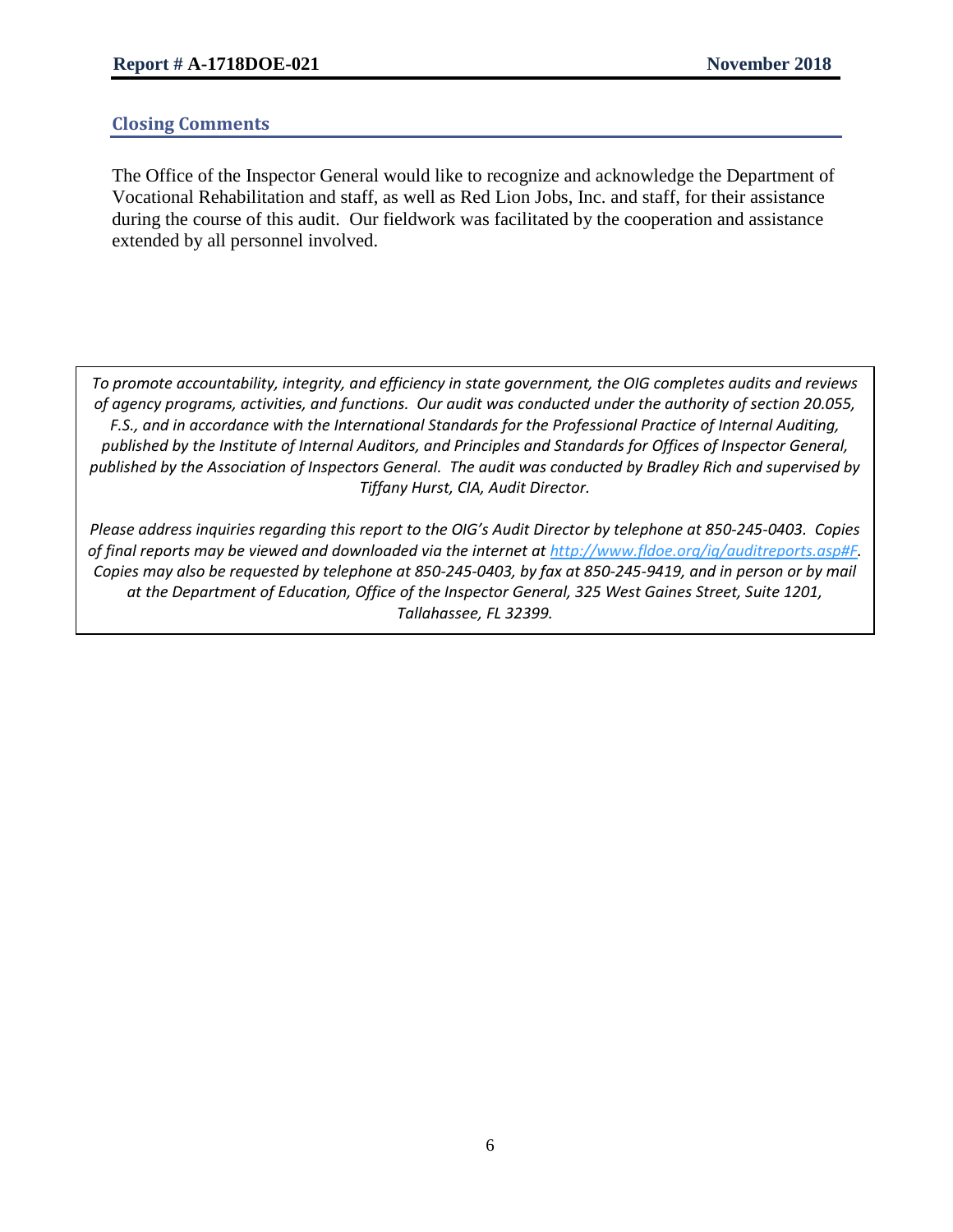## Closing Comments

The Office of the Inspector General would like to recognize and acknowledge the Department of Vocational Rehabilitation and staff, as well as Red Lion Jobs, Inc. and staff, for their assistance during the course of this audit. Our fieldwork was facilitated by the cooperation and assistance extended by all personnel involved.

*To promote accountability, integrity, and efficiency in state government, the OIG completes audits and reviews of agency programs, activities, and functions. Our audit was conducted under the authority of section 20.055, F.S., and in accordance with the International Standards for the Professional Practice of Internal Auditing, published by the Institute of Internal Auditors, and Principles and Standards for Offices of Inspector General, published by the Association of Inspectors General. The audit was conducted by Bradley Rich and supervised by Tiffany Hurst, CIA, Audit Director.*

*Please address inquiries regarding this report to the OIG's Audit Director by telephone at 850-245-0403. Copies of final reports may be viewed and downloaded via the internet at [http://www.fldoe.org/ig/auditreports.asp#F](http://www.fldoe.org/ig/auditreports.asp#F). Copies may also be requested by telephone at 850-245-0403, by fax at 850-245-9419, and in person or by mail at the Department of Education, Office of the Inspector General, 325 West Gaines Street, Suite 1201, Tallahassee, FL 32399.*